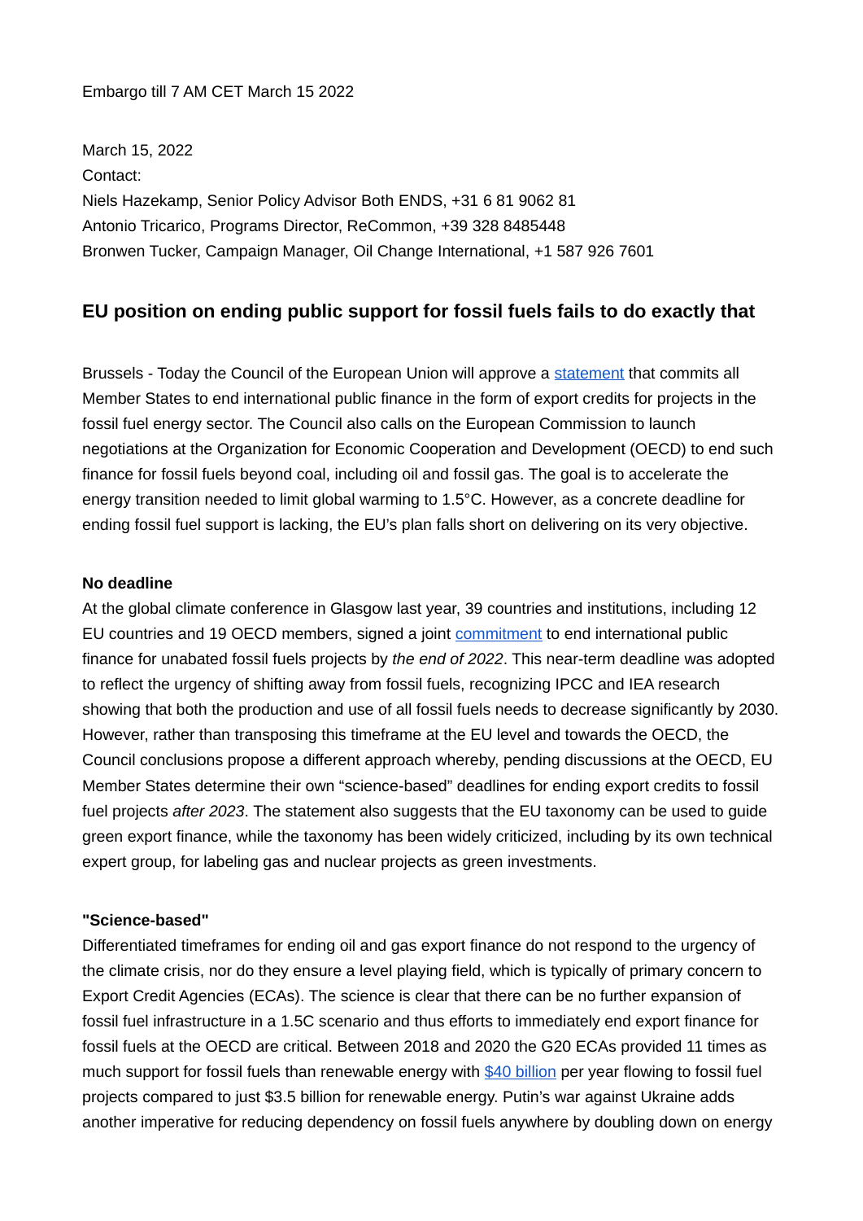Embargo till 7 AM CET March 15 2022

March 15, 2022
Contact:
Niels Hazekamp, Senior Policy Advisor Both ENDS, +31 6 81 9062 81
Antonio Tricarico, Programs Director, ReCommon, +39 328 8485448
Bronwen Tucker, Campaign Manager, Oil Change International, +1 587 926 7601

## EU position on ending public support for fossil fuels fails to do exactly that

Brussels - Today the Council of the European Union will approve a statement that commits all Member States to end international public finance in the form of export credits for projects in the fossil fuel energy sector. The Council also calls on the European Commission to launch negotiations at the Organization for Economic Cooperation and Development (OECD) to end such finance for fossil fuels beyond coal, including oil and fossil gas. The goal is to accelerate the energy transition needed to limit global warming to 1.5°C. However, as a concrete deadline for ending fossil fuel support is lacking, the EU's plan falls short on delivering on its very objective.

**No deadline**

At the global climate conference in Glasgow last year, 39 countries and institutions, including 12 EU countries and 19 OECD members, signed a joint commitment to end international public finance for unabated fossil fuels projects by *the end of 2022*. This near-term deadline was adopted to reflect the urgency of shifting away from fossil fuels, recognizing IPCC and IEA research showing that both the production and use of all fossil fuels needs to decrease significantly by 2030. However, rather than transposing this timeframe at the EU level and towards the OECD, the Council conclusions propose a different approach whereby, pending discussions at the OECD, EU Member States determine their own "science-based" deadlines for ending export credits to fossil fuel projects *after 2023*. The statement also suggests that the EU taxonomy can be used to guide green export finance, while the taxonomy has been widely criticized, including by its own technical expert group, for labeling gas and nuclear projects as green investments.

**"Science-based"**

Differentiated timeframes for ending oil and gas export finance do not respond to the urgency of the climate crisis, nor do they ensure a level playing field, which is typically of primary concern to Export Credit Agencies (ECAs). The science is clear that there can be no further expansion of fossil fuel infrastructure in a 1.5C scenario and thus efforts to immediately end export finance for fossil fuels at the OECD are critical. Between 2018 and 2020 the G20 ECAs provided 11 times as much support for fossil fuels than renewable energy with $40 billion per year flowing to fossil fuel projects compared to just $3.5 billion for renewable energy. Putin's war against Ukraine adds another imperative for reducing dependency on fossil fuels anywhere by doubling down on energy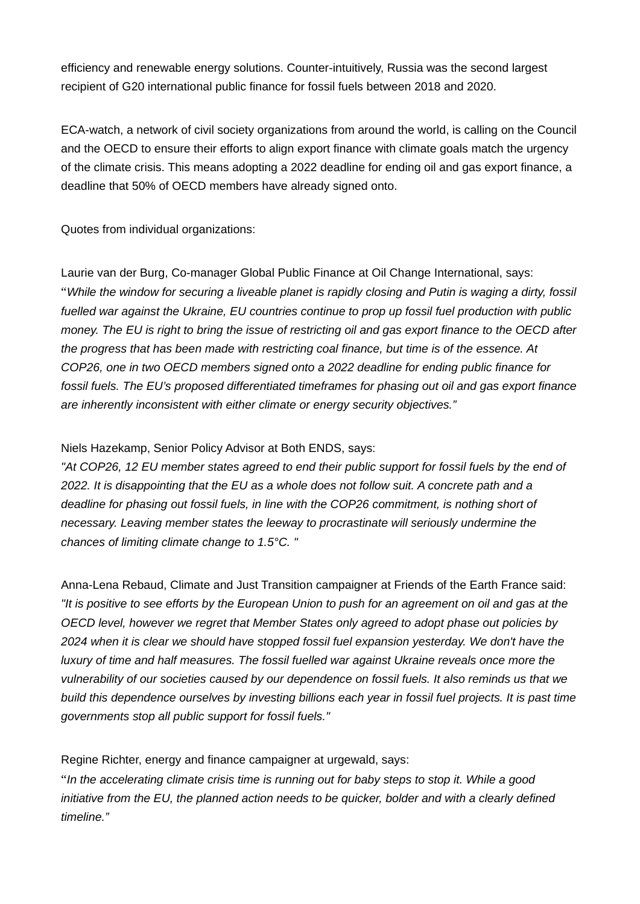efficiency and renewable energy solutions. Counter-intuitively, Russia was the second largest recipient of G20 international public finance for fossil fuels between 2018 and 2020.

ECA-watch, a network of civil society organizations from around the world, is calling on the Council and the OECD to ensure their efforts to align export finance with climate goals match the urgency of the climate crisis. This means adopting a 2022 deadline for ending oil and gas export finance, a deadline that 50% of OECD members have already signed onto.

Quotes from individual organizations:

Laurie van der Burg, Co-manager Global Public Finance at Oil Change International, says: "*While the window for securing a liveable planet is rapidly closing and Putin is waging a dirty, fossil fuelled war against the Ukraine, EU countries continue to prop up fossil fuel production with public money. The EU is right to bring the issue of restricting oil and gas export finance to the OECD after the progress that has been made with restricting coal finance, but time is of the essence. At COP26, one in two OECD members signed onto a 2022 deadline for ending public finance for fossil fuels. The EU's proposed differentiated timeframes for phasing out oil and gas export finance are inherently inconsistent with either climate or energy security objectives.*"

Niels Hazekamp, Senior Policy Advisor at Both ENDS, says:
*"At COP26, 12 EU member states agreed to end their public support for fossil fuels by the end of 2022. It is disappointing that the EU as a whole does not follow suit. A concrete path and a deadline for phasing out fossil fuels, in line with the COP26 commitment, is nothing short of necessary. Leaving member states the leeway to procrastinate will seriously undermine the chances of limiting climate change to 1.5°C. "*

Anna-Lena Rebaud, Climate and Just Transition campaigner at Friends of the Earth France said:
*"It is positive to see efforts by the European Union to push for an agreement on oil and gas at the OECD level, however we regret that Member States only agreed to adopt phase out policies by 2024 when it is clear we should have stopped fossil fuel expansion yesterday. We don't have the luxury of time and half measures. The fossil fuelled war against Ukraine reveals once more the vulnerability of our societies caused by our dependence on fossil fuels. It also reminds us that we build this dependence ourselves by investing billions each year in fossil fuel projects. It is past time governments stop all public support for fossil fuels."*

Regine Richter, energy and finance campaigner at urgewald, says:
"*In the accelerating climate crisis time is running out for baby steps to stop it. While a good initiative from the EU, the planned action needs to be quicker, bolder and with a clearly defined timeline.*"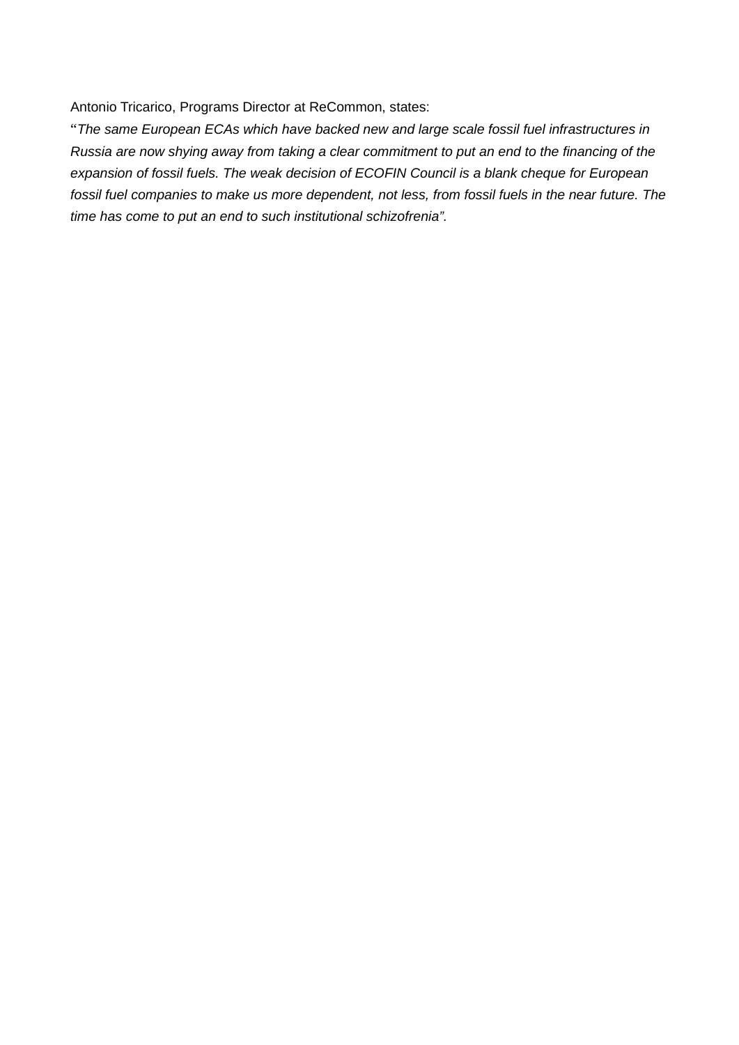Antonio Tricarico, Programs Director at ReCommon, states:

"*The same European ECAs which have backed new and large scale fossil fuel infrastructures in Russia are now shying away from taking a clear commitment to put an end to the financing of the expansion of fossil fuels. The weak decision of ECOFIN Council is a blank cheque for European fossil fuel companies to make us more dependent, not less, from fossil fuels in the near future. The time has come to put an end to such institutional schizofrenia".*